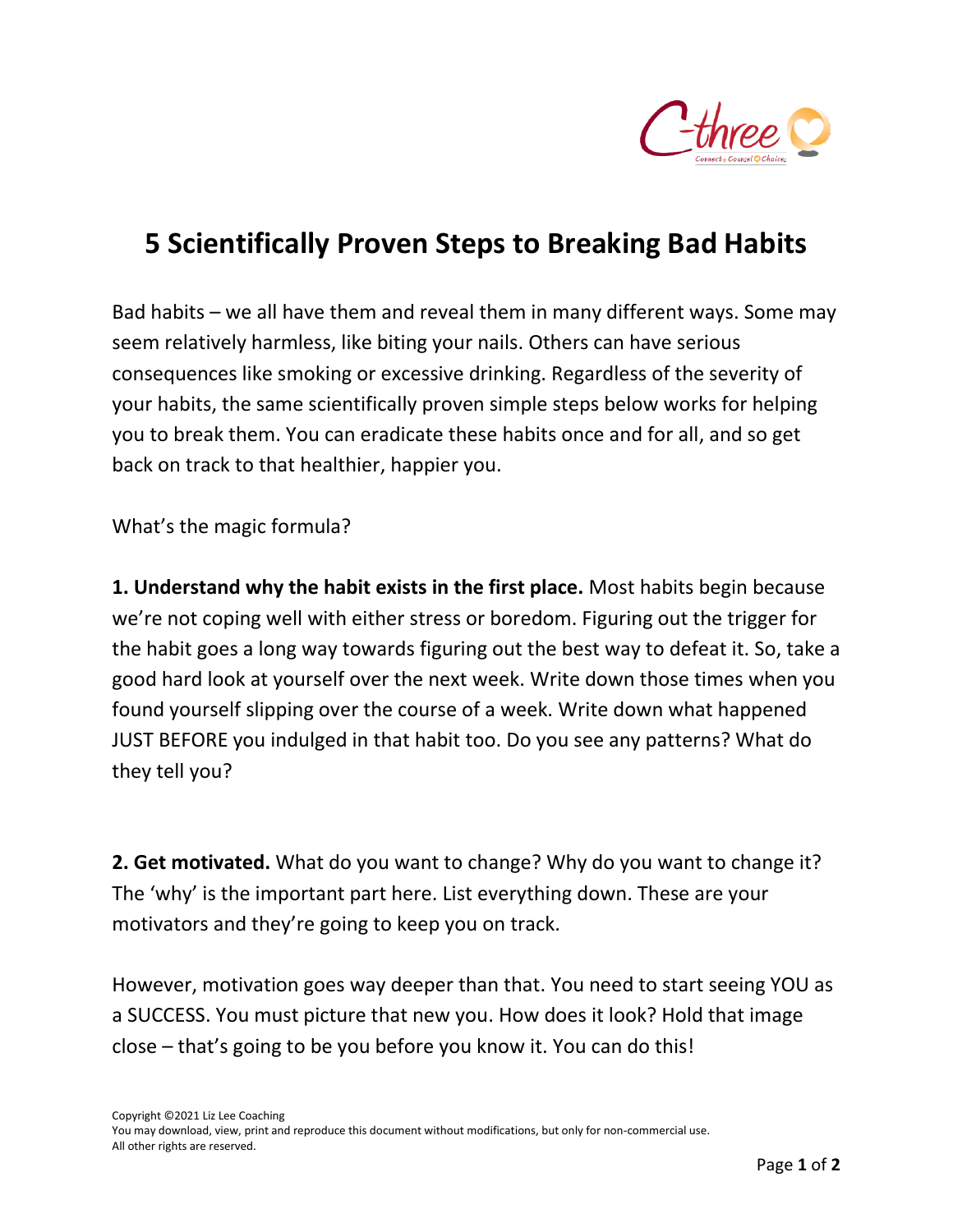# 5 Scientifically Proven Steps to Breaking Bad Habits

Bad habits – we all have them and reveal them in many different ways. Some may seem relatively harmless, like biting your nails. Others can have serious consequences like smoking or excessive drinking. Regardless of the severity of your habits, the same scientifically proven simple steps below works for helping you to break them. You can eradicate these habits once and for all, and so get back on track to that healthier, happier you.

What's the magic formula?

**1. Understand why the habit exists in the first place.** Most habits begin because we're not coping well with either stress or boredom. Figuring out the trigger for the habit goes a long way towards figuring out the best way to defeat it. So, take a good hard look at yourself over the next week. Write down those times when you found yourself slipping over the course of a week. Write down what happened JUST BEFORE you indulged in that habit too. Do you see any patterns? What do they tell you?

**2. Get motivated.** What do you want to change? Why do you want to change it? The 'why' is the important part here. List everything down. These are your motivators and they're going to keep you on track.

However, motivation goes way deeper than that. You need to start seeing YOU as a SUCCESS. You must picture that new you. How does it look? Hold that image close – that's going to be you before you know it. You can do this!

Copyright ©2021 Liz Lee Coaching
You may download, view, print and reproduce this document without modifications, but only for non-commercial use.
All other rights are reserved.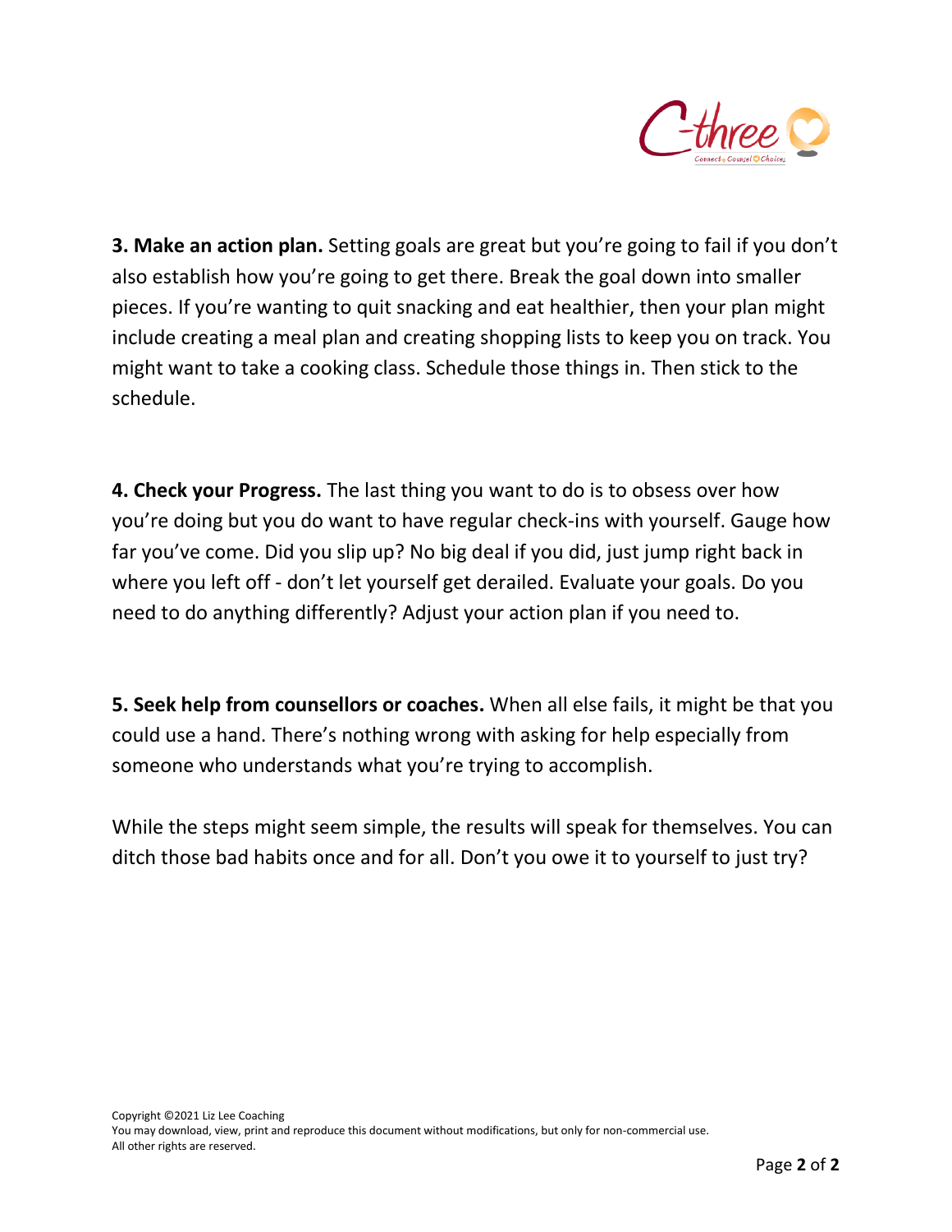**3. Make an action plan.** Setting goals are great but you're going to fail if you don't also establish how you're going to get there. Break the goal down into smaller pieces. If you're wanting to quit snacking and eat healthier, then your plan might include creating a meal plan and creating shopping lists to keep you on track. You might want to take a cooking class. Schedule those things in. Then stick to the schedule.

**4. Check your Progress.** The last thing you want to do is to obsess over how you're doing but you do want to have regular check-ins with yourself. Gauge how far you've come. Did you slip up? No big deal if you did, just jump right back in where you left off - don't let yourself get derailed. Evaluate your goals. Do you need to do anything differently? Adjust your action plan if you need to.

**5. Seek help from counsellors or coaches.** When all else fails, it might be that you could use a hand. There's nothing wrong with asking for help especially from someone who understands what you're trying to accomplish.

While the steps might seem simple, the results will speak for themselves. You can ditch those bad habits once and for all. Don't you owe it to yourself to just try?

Copyright ©2021 Liz Lee Coaching
You may download, view, print and reproduce this document without modifications, but only for non-commercial use.
All other rights are reserved.